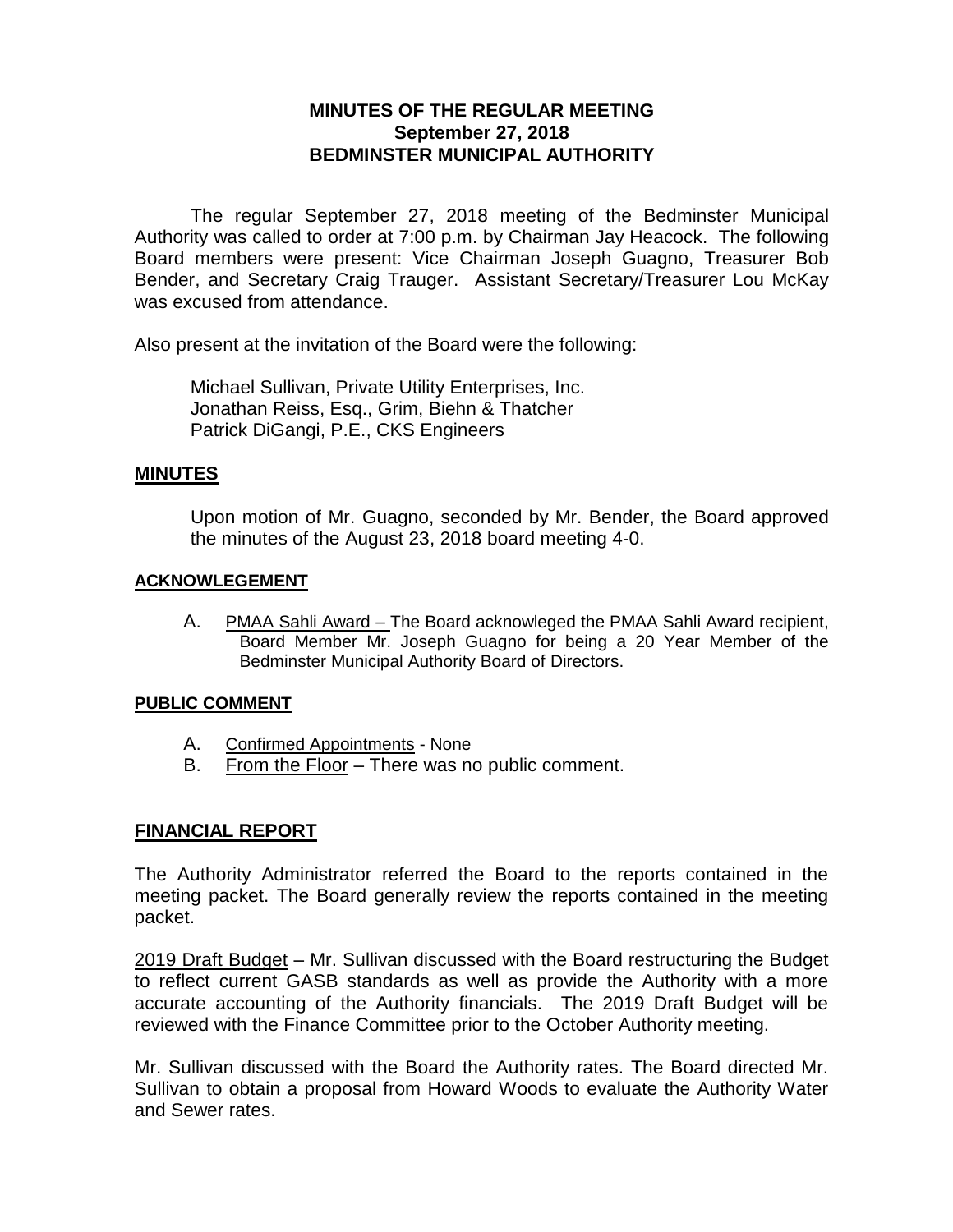**MINUTES OF THE REGULAR MEETING**
**September 27, 2018**
**BEDMINSTER MUNICIPAL AUTHORITY**

The regular September 27, 2018 meeting of the Bedminster Municipal Authority was called to order at 7:00 p.m. by Chairman Jay Heacock. The following Board members were present: Vice Chairman Joseph Guagno, Treasurer Bob Bender, and Secretary Craig Trauger. Assistant Secretary/Treasurer Lou McKay was excused from attendance.

Also present at the invitation of the Board were the following:

Michael Sullivan, Private Utility Enterprises, Inc.
Jonathan Reiss, Esq., Grim, Biehn & Thatcher
Patrick DiGangi, P.E., CKS Engineers

## MINUTES

Upon motion of Mr. Guagno, seconded by Mr. Bender, the Board approved the minutes of the August 23, 2018 board meeting 4-0.

### ACKNOWLEGEMENT

A. PMAA Sahli Award – The Board acknowleged the PMAA Sahli Award recipient, Board Member Mr. Joseph Guagno for being a 20 Year Member of the Bedminster Municipal Authority Board of Directors.

### PUBLIC COMMENT

A. Confirmed Appointments - None
B. From the Floor – There was no public comment.

## FINANCIAL REPORT

The Authority Administrator referred the Board to the reports contained in the meeting packet. The Board generally review the reports contained in the meeting packet.

2019 Draft Budget – Mr. Sullivan discussed with the Board restructuring the Budget to reflect current GASB standards as well as provide the Authority with a more accurate accounting of the Authority financials. The 2019 Draft Budget will be reviewed with the Finance Committee prior to the October Authority meeting.

Mr. Sullivan discussed with the Board the Authority rates. The Board directed Mr. Sullivan to obtain a proposal from Howard Woods to evaluate the Authority Water and Sewer rates.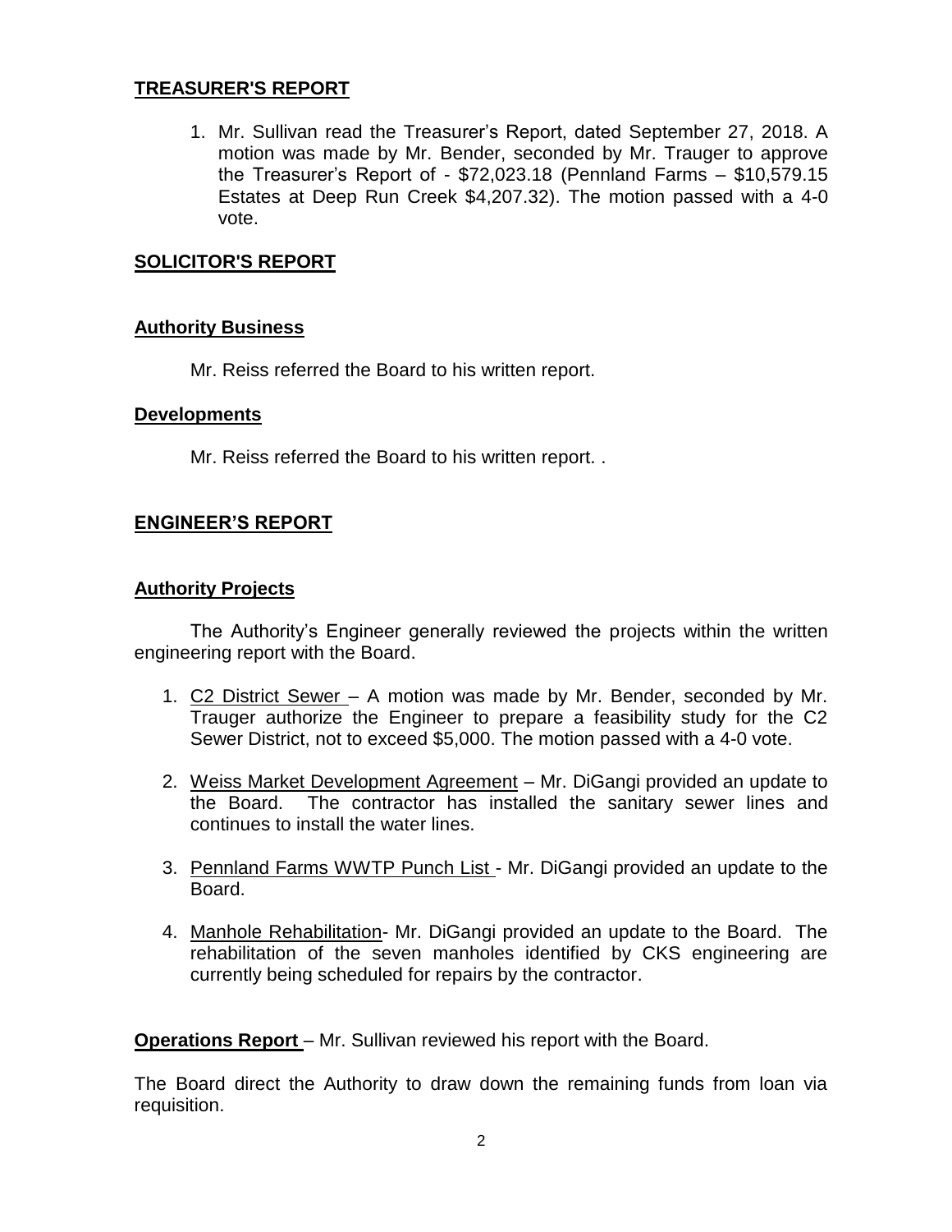## TREASURER'S REPORT

1. Mr. Sullivan read the Treasurer's Report, dated September 27, 2018. A motion was made by Mr. Bender, seconded by Mr. Trauger to approve the Treasurer's Report of - $72,023.18 (Pennland Farms – $10,579.15 Estates at Deep Run Creek $4,207.32). The motion passed with a 4-0 vote.

## SOLICITOR'S REPORT

### Authority Business

Mr. Reiss referred the Board to his written report.

### Developments

Mr. Reiss referred the Board to his written report. .

## ENGINEER'S REPORT

### Authority Projects

The Authority's Engineer generally reviewed the projects within the written engineering report with the Board.

1. C2 District Sewer – A motion was made by Mr. Bender, seconded by Mr. Trauger authorize the Engineer to prepare a feasibility study for the C2 Sewer District, not to exceed $5,000. The motion passed with a 4-0 vote.

2. Weiss Market Development Agreement – Mr. DiGangi provided an update to the Board. The contractor has installed the sanitary sewer lines and continues to install the water lines.

3. Pennland Farms WWTP Punch List - Mr. DiGangi provided an update to the Board.

4. Manhole Rehabilitation- Mr. DiGangi provided an update to the Board. The rehabilitation of the seven manholes identified by CKS engineering are currently being scheduled for repairs by the contractor.

**Operations Report** – Mr. Sullivan reviewed his report with the Board.

The Board direct the Authority to draw down the remaining funds from loan via requisition.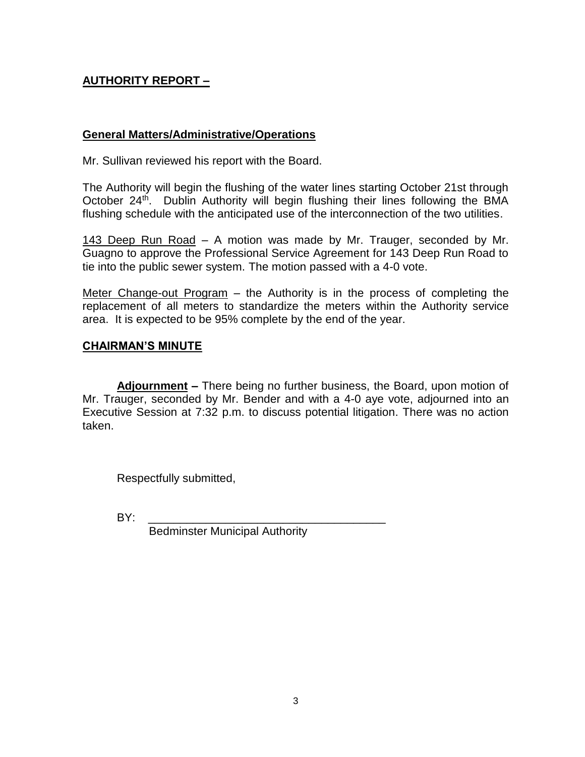**AUTHORITY REPORT –**

**General Matters/Administrative/Operations**

Mr. Sullivan reviewed his report with the Board.

The Authority will begin the flushing of the water lines starting October 21st through October 24th. Dublin Authority will begin flushing their lines following the BMA flushing schedule with the anticipated use of the interconnection of the two utilities.

143 Deep Run Road – A motion was made by Mr. Trauger, seconded by Mr. Guagno to approve the Professional Service Agreement for 143 Deep Run Road to tie into the public sewer system. The motion passed with a 4-0 vote.

Meter Change-out Program – the Authority is in the process of completing the replacement of all meters to standardize the meters within the Authority service area. It is expected to be 95% complete by the end of the year.

**CHAIRMAN'S MINUTE**

**Adjournment –** There being no further business, the Board, upon motion of Mr. Trauger, seconded by Mr. Bender and with a 4-0 aye vote, adjourned into an Executive Session at 7:32 p.m. to discuss potential litigation. There was no action taken.

Respectfully submitted,

BY: ______________________________________

Bedminster Municipal Authority